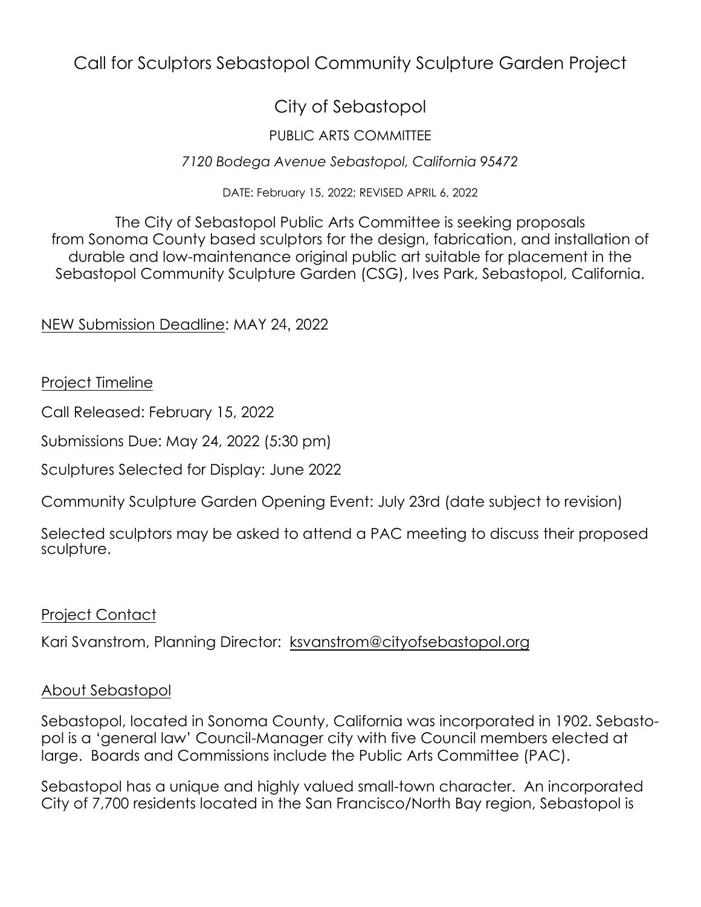# Call for Sculptors Sebastopol Community Sculpture Garden Project

## City of Sebastopol

### PUBLIC ARTS COMMITTEE

*7120 Bodega Avenue Sebastopol, California 95472*

DATE: February 15, 2022; REVISED APRIL 6, 2022

The City of Sebastopol Public Arts Committee is seeking proposals from Sonoma County based sculptors for the design, fabrication, and installation of durable and low-maintenance original public art suitable for placement in the Sebastopol Community Sculpture Garden (CSG), Ives Park, Sebastopol, California.

NEW Submission Deadline: MAY 24, 2022

### Project Timeline

Call Released: February 15, 2022

Submissions Due: May 24, 2022 (5:30 pm)

Sculptures Selected for Display: June 2022

Community Sculpture Garden Opening Event: July 23rd (date subject to revision)

Selected sculptors may be asked to attend a PAC meeting to discuss their proposed sculpture.

### Project Contact

Kari Svanstrom, Planning Director: ksvanstrom@cityofsebastopol.org

### About Sebastopol

Sebastopol, located in Sonoma County, California was incorporated in 1902. Sebastopol is a 'general law' Council-Manager city with five Council members elected at large. Boards and Commissions include the Public Arts Committee (PAC).

Sebastopol has a unique and highly valued small-town character. An incorporated City of 7,700 residents located in the San Francisco/North Bay region, Sebastopol is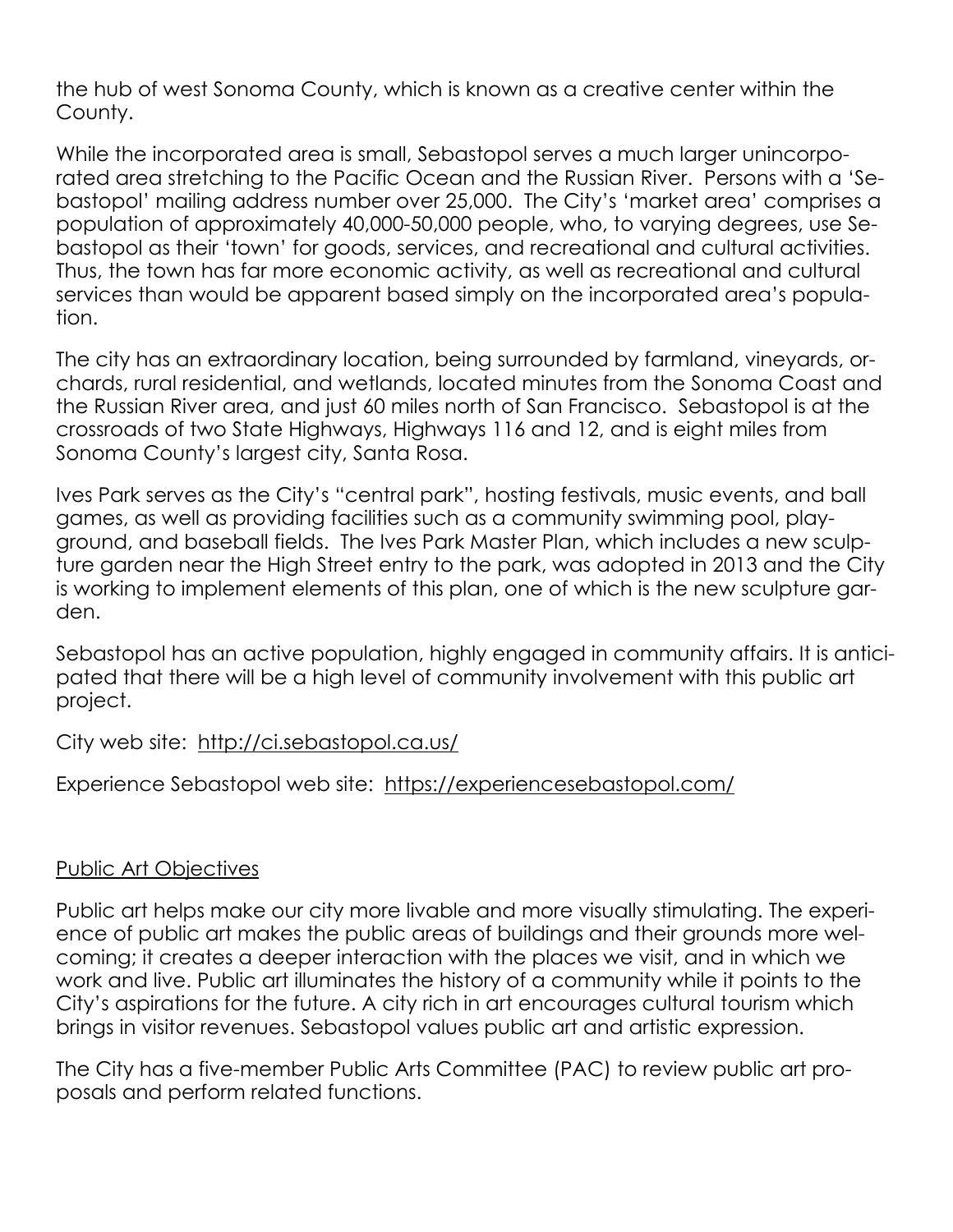the hub of west Sonoma County, which is known as a creative center within the County.

While the incorporated area is small, Sebastopol serves a much larger unincorporated area stretching to the Pacific Ocean and the Russian River. Persons with a 'Sebastopol' mailing address number over 25,000. The City's 'market area' comprises a population of approximately 40,000-50,000 people, who, to varying degrees, use Sebastopol as their 'town' for goods, services, and recreational and cultural activities. Thus, the town has far more economic activity, as well as recreational and cultural services than would be apparent based simply on the incorporated area's population.

The city has an extraordinary location, being surrounded by farmland, vineyards, orchards, rural residential, and wetlands, located minutes from the Sonoma Coast and the Russian River area, and just 60 miles north of San Francisco. Sebastopol is at the crossroads of two State Highways, Highways 116 and 12, and is eight miles from Sonoma County's largest city, Santa Rosa.

Ives Park serves as the City's "central park", hosting festivals, music events, and ball games, as well as providing facilities such as a community swimming pool, playground, and baseball fields. The Ives Park Master Plan, which includes a new sculpture garden near the High Street entry to the park, was adopted in 2013 and the City is working to implement elements of this plan, one of which is the new sculpture garden.

Sebastopol has an active population, highly engaged in community affairs. It is anticipated that there will be a high level of community involvement with this public art project.

City web site: http://ci.sebastopol.ca.us/

Experience Sebastopol web site: https://experiencesebastopol.com/

## Public Art Objectives

Public art helps make our city more livable and more visually stimulating. The experience of public art makes the public areas of buildings and their grounds more welcoming; it creates a deeper interaction with the places we visit, and in which we work and live. Public art illuminates the history of a community while it points to the City's aspirations for the future. A city rich in art encourages cultural tourism which brings in visitor revenues. Sebastopol values public art and artistic expression.

The City has a five-member Public Arts Committee (PAC) to review public art proposals and perform related functions.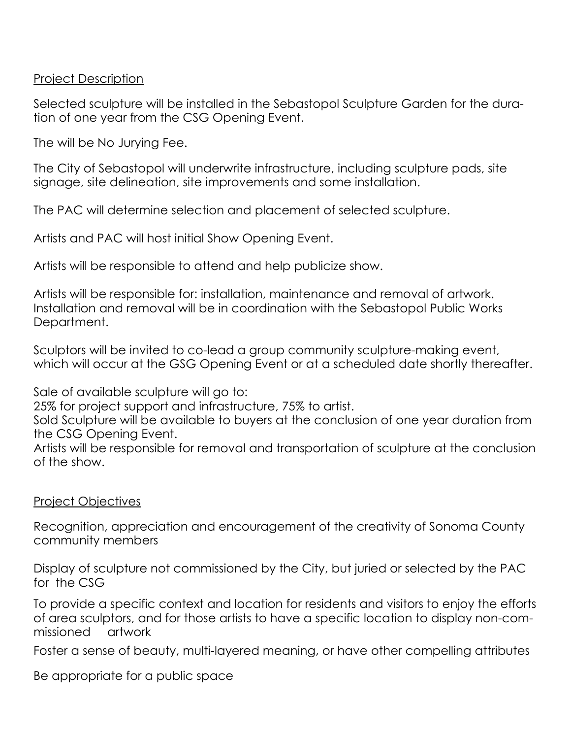## Project Description

Selected sculpture will be installed in the Sebastopol Sculpture Garden for the duration of one year from the CSG Opening Event.

The will be No Jurying Fee.

The City of Sebastopol will underwrite infrastructure, including sculpture pads, site signage, site delineation, site improvements and some installation.

The PAC will determine selection and placement of selected sculpture.

Artists and PAC will host initial Show Opening Event.

Artists will be responsible to attend and help publicize show.

Artists will be responsible for: installation, maintenance and removal of artwork. Installation and removal will be in coordination with the Sebastopol Public Works Department.

Sculptors will be invited to co-lead a group community sculpture-making event, which will occur at the GSG Opening Event or at a scheduled date shortly thereafter.

Sale of available sculpture will go to:
25% for project support and infrastructure, 75% to artist.
Sold Sculpture will be available to buyers at the conclusion of one year duration from the CSG Opening Event.
Artists will be responsible for removal and transportation of sculpture at the conclusion of the show.

## Project Objectives

Recognition, appreciation and encouragement of the creativity of Sonoma County community members

Display of sculpture not commissioned by the City, but juried or selected by the PAC for the CSG

To provide a specific context and location for residents and visitors to enjoy the efforts of area sculptors, and for those artists to have a specific location to display non-commissioned artwork

Foster a sense of beauty, multi-layered meaning, or have other compelling attributes

Be appropriate for a public space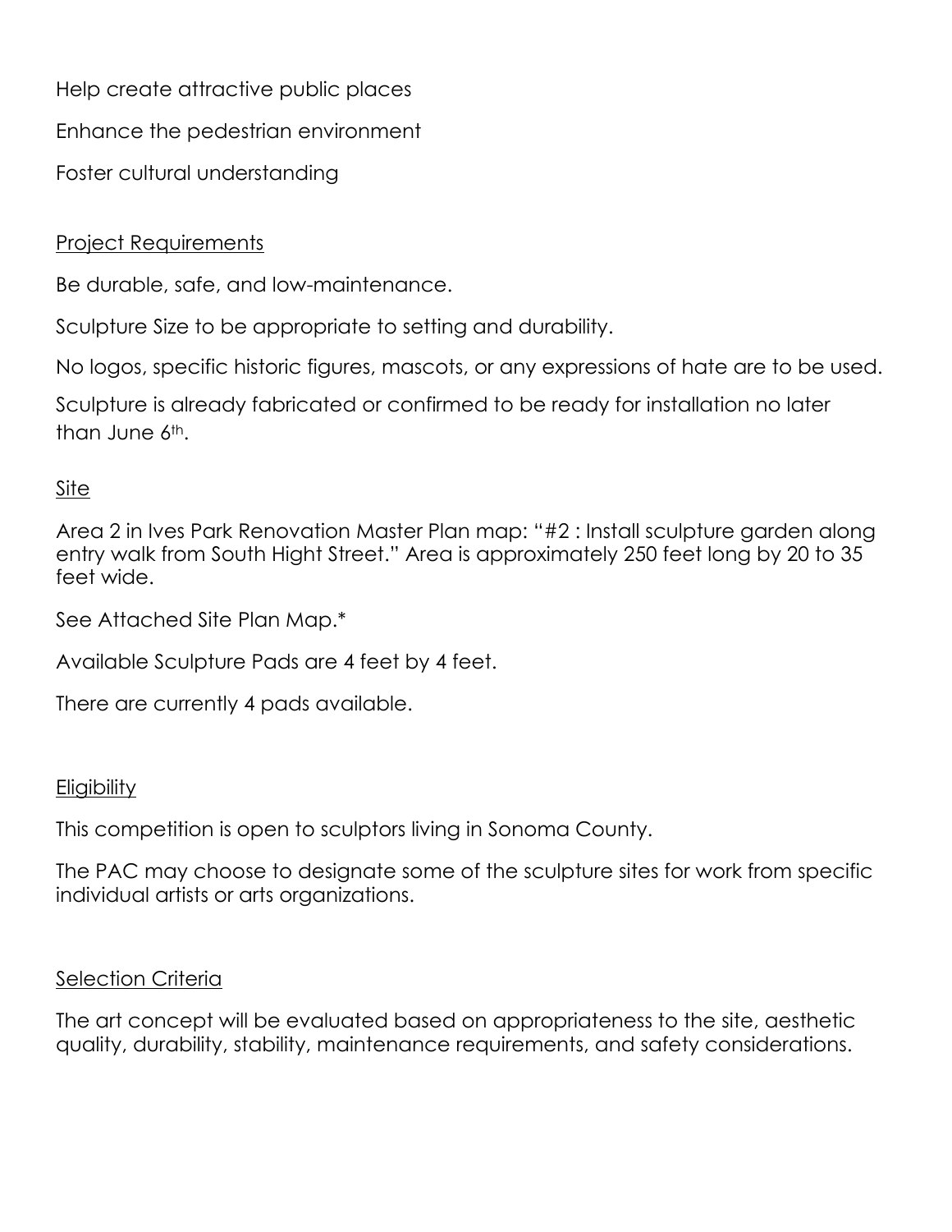Help create attractive public places

Enhance the pedestrian environment

Foster cultural understanding

## Project Requirements

Be durable, safe, and low-maintenance.

Sculpture Size to be appropriate to setting and durability.

No logos, specific historic figures, mascots, or any expressions of hate are to be used.

Sculpture is already fabricated or confirmed to be ready for installation no later than June 6th.

## Site

Area 2 in Ives Park Renovation Master Plan map: "#2 : Install sculpture garden along entry walk from South Hight Street." Area is approximately 250 feet long by 20 to 35 feet wide.

See Attached Site Plan Map.*

Available Sculpture Pads are 4 feet by 4 feet.

There are currently 4 pads available.

## Eligibility

This competition is open to sculptors living in Sonoma County.

The PAC may choose to designate some of the sculpture sites for work from specific individual artists or arts organizations.

## Selection Criteria

The art concept will be evaluated based on appropriateness to the site, aesthetic quality, durability, stability, maintenance requirements, and safety considerations.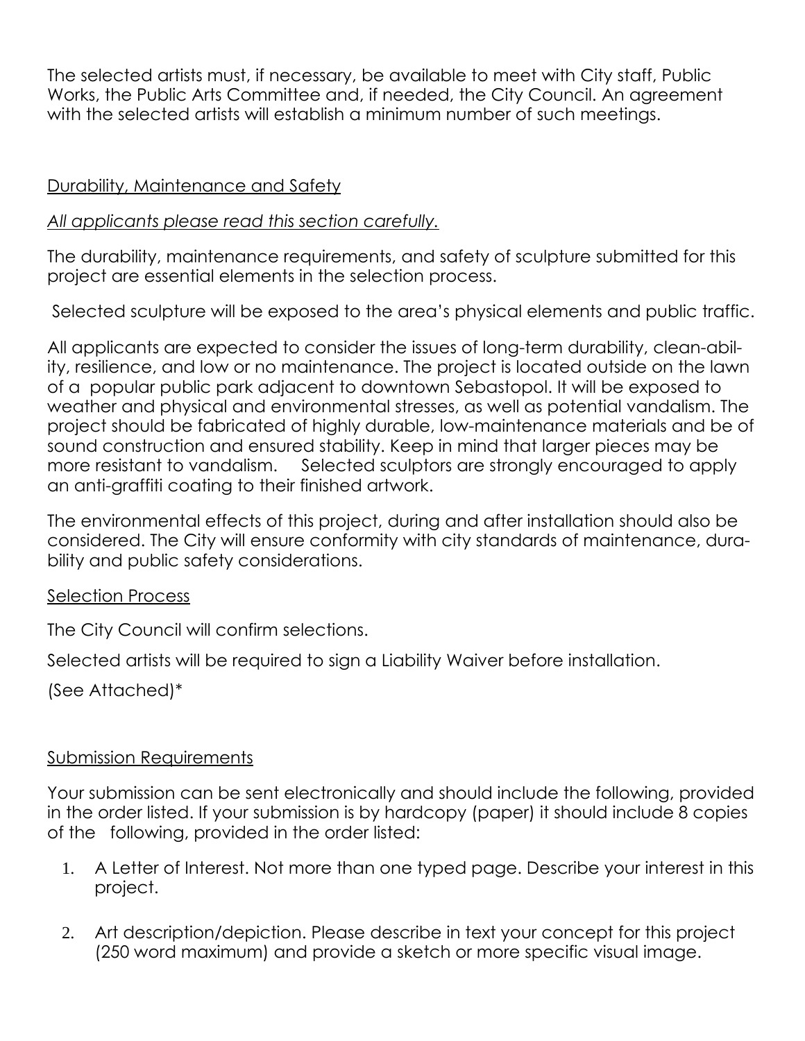The selected artists must, if necessary, be available to meet with City staff, Public Works, the Public Arts Committee and, if needed, the City Council. An agreement with the selected artists will establish a minimum number of such meetings.

## Durability, Maintenance and Safety

*All applicants please read this section carefully.*

The durability, maintenance requirements, and safety of sculpture submitted for this project are essential elements in the selection process.

Selected sculpture will be exposed to the area's physical elements and public traffic.

All applicants are expected to consider the issues of long-term durability, clean-ability, resilience, and low or no maintenance. The project is located outside on the lawn of a popular public park adjacent to downtown Sebastopol. It will be exposed to weather and physical and environmental stresses, as well as potential vandalism. The project should be fabricated of highly durable, low-maintenance materials and be of sound construction and ensured stability. Keep in mind that larger pieces may be more resistant to vandalism. Selected sculptors are strongly encouraged to apply an anti-graffiti coating to their finished artwork.

The environmental effects of this project, during and after installation should also be considered. The City will ensure conformity with city standards of maintenance, durability and public safety considerations.

## Selection Process

The City Council will confirm selections.

Selected artists will be required to sign a Liability Waiver before installation.

(See Attached)*

## Submission Requirements

Your submission can be sent electronically and should include the following, provided in the order listed. If your submission is by hardcopy (paper) it should include 8 copies of the following, provided in the order listed:

1. A Letter of Interest. Not more than one typed page. Describe your interest in this project.

2. Art description/depiction. Please describe in text your concept for this project (250 word maximum) and provide a sketch or more specific visual image.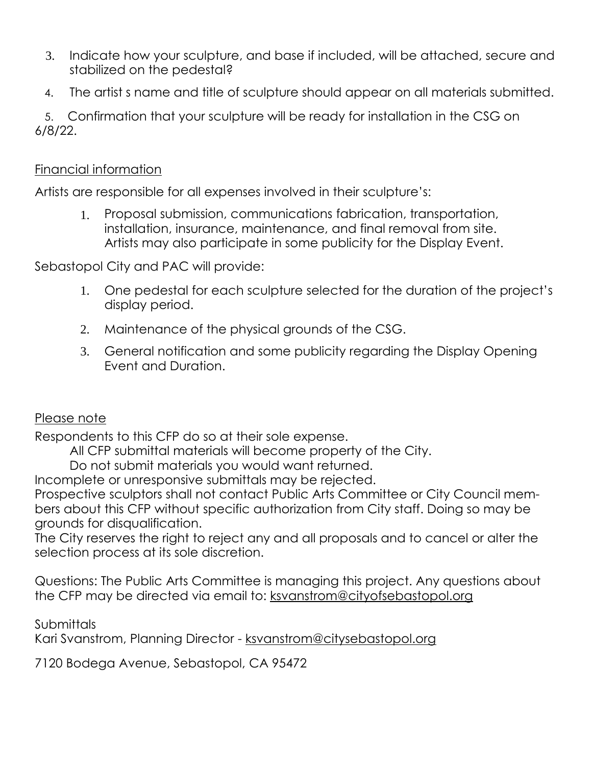3. Indicate how your sculpture, and base if included, will be attached, secure and stabilized on the pedestal?
4. The artist s name and title of sculpture should appear on all materials submitted.
5. Confirmation that your sculpture will be ready for installation in the CSG on 6/8/22.

Financial information

Artists are responsible for all expenses involved in their sculpture's:

1. Proposal submission, communications fabrication, transportation, installation, insurance, maintenance, and final removal from site. Artists may also participate in some publicity for the Display Event.

Sebastopol City and PAC will provide:

1. One pedestal for each sculpture selected for the duration of the project's display period.
2. Maintenance of the physical grounds of the CSG.
3. General notification and some publicity regarding the Display Opening Event and Duration.

Please note

Respondents to this CFP do so at their sole expense.

All CFP submittal materials will become property of the City.

Do not submit materials you would want returned.

Incomplete or unresponsive submittals may be rejected.

Prospective sculptors shall not contact Public Arts Committee or City Council members about this CFP without specific authorization from City staff. Doing so may be grounds for disqualification.

The City reserves the right to reject any and all proposals and to cancel or alter the selection process at its sole discretion.

Questions: The Public Arts Committee is managing this project. Any questions about the CFP may be directed via email to: ksvanstrom@cityofsebastopol.org

Submittals

Kari Svanstrom, Planning Director - ksvanstrom@citysebastopol.org

7120 Bodega Avenue, Sebastopol, CA 95472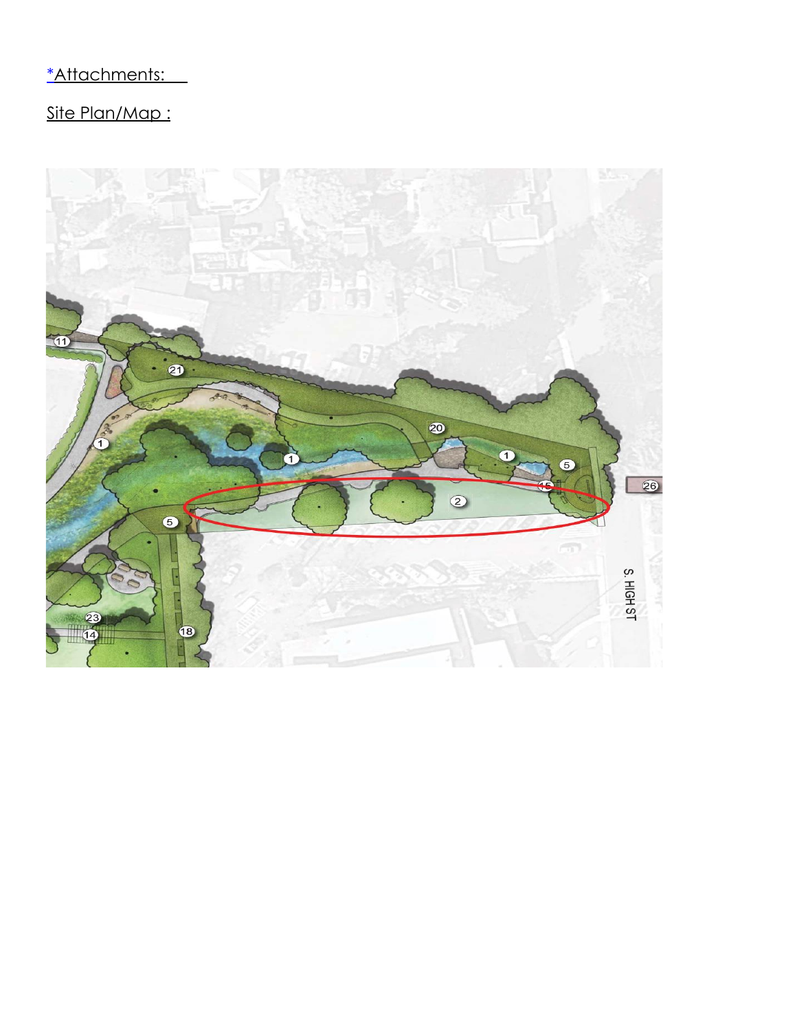*Attachments:

Site Plan/Map :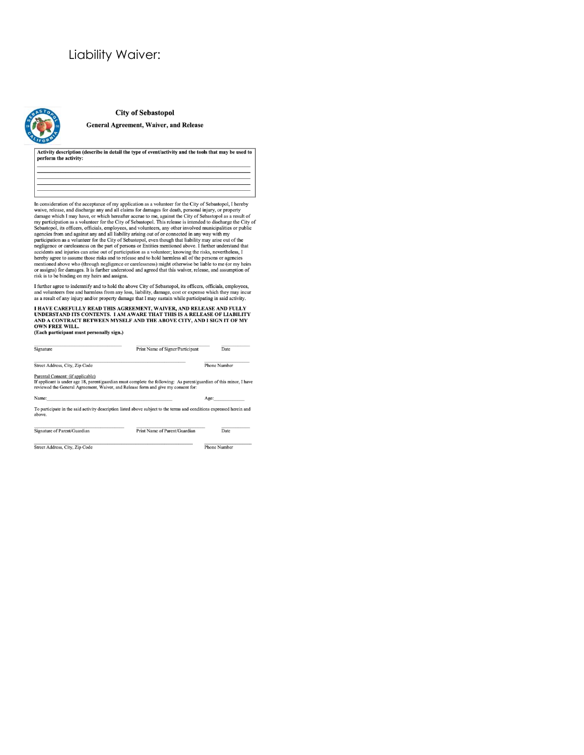# Liability Waiver:

## City of Sebastopol

### General Agreement, Waiver, and Release

**Activity description (describe in detail the type of event/activity and the tools that may be used to perform the activity:**

\_\_\_\_\_\_\_\_\_\_\_\_\_\_\_\_\_\_\_\_\_\_\_\_\_\_\_\_\_\_\_\_\_\_\_\_\_\_\_\_\_\_\_\_\_\_\_\_\_\_\_\_\_\_\_\_\_\_\_\_

\_\_\_\_\_\_\_\_\_\_\_\_\_\_\_\_\_\_\_\_\_\_\_\_\_\_\_\_\_\_\_\_\_\_\_\_\_\_\_\_\_\_\_\_\_\_\_\_\_\_\_\_\_\_\_\_\_\_\_\_

\_\_\_\_\_\_\_\_\_\_\_\_\_\_\_\_\_\_\_\_\_\_\_\_\_\_\_\_\_\_\_\_\_\_\_\_\_\_\_\_\_\_\_\_\_\_\_\_\_\_\_\_\_\_\_\_\_\_\_\_

\_\_\_\_\_\_\_\_\_\_\_\_\_\_\_\_\_\_\_\_\_\_\_\_\_\_\_\_\_\_\_\_\_\_\_\_\_\_\_\_\_\_\_\_\_\_\_\_\_\_\_\_\_\_\_\_\_\_\_\_

\_\_\_\_\_\_\_\_\_\_\_\_\_\_\_\_\_\_\_\_\_\_\_\_\_\_\_\_\_\_\_\_\_\_\_\_\_\_\_\_\_\_\_\_\_\_\_\_\_\_\_\_\_\_\_\_\_\_\_\_

In consideration of the acceptance of my application as a volunteer for the City of Sebastopol, I hereby waive, release, and discharge any and all claims for damages for death, personal injury, or property damage which I may have, or which hereafter accrue to me, against the City of Sebastopol as a result of my participation as a volunteer for the City of Sebastopol. This release is intended to discharge the City of Sebastopol, its officers, officials, employees, and volunteers, any other involved municipalities or public agencies from and against any and all liability arising out of or connected in any way with my participation as a volunteer for the City of Sebastopol, even though that liability may arise out of the negligence or carelessness on the part of persons or Entities mentioned above. I further understand that accidents and injuries can arise out of participation as a volunteer; knowing the risks, nevertheless, I hereby agree to assume those risks and to release and to hold harmless all of the persons or agencies mentioned above who (through negligence or carelessness) might otherwise be liable to me (or my heirs or assigns) for damages. It is further understood and agreed that this waiver, release, and assumption of risk is to be binding on my heirs and assigns.

I further agree to indemnify and to hold the above City of Sebastopol, its officers, officials, employees, and volunteers free and harmless from any loss, liability, damage, cost or expense which they may incur as a result of any injury and/or property damage that I may sustain while participating in said activity.

**I HAVE CAREFULLY READ THIS AGREEMENT, WAIVER, AND RELEASE AND FULLY UNDERSTAND ITS CONTENTS. I AM AWARE THAT THIS IS A RELEASE OF LIABILITY AND A CONTRACT BETWEEN MYSELF AND THE ABOVE CITY, AND I SIGN IT OF MY OWN FREE WILL.**
**(Each participant must personally sign.)**

\_\_\_\_\_\_\_\_\_\_\_\_\_\_\_\_\_\_\_\_ \_\_\_\_\_\_\_\_\_\_\_\_\_\_\_\_\_\_\_\_ \_\_\_\_\_\_\_\_\_\_
Signature Print Name of Signer/Participant Date

\_\_\_\_\_\_\_\_\_\_\_\_\_\_\_\_\_\_\_\_\_\_\_\_\_\_\_\_\_\_\_\_\_\_\_\_\_\_\_\_ \_\_\_\_\_\_\_\_\_\_\_\_\_\_
Street Address, City, Zip Code Phone Number

Parental Consent: (if applicable)
If applicant is under age 18, parent/guardian must complete the following: As parent/guardian of this minor, I have reviewed the General Agreement, Waiver, and Release form and give my consent for:

Name:\_\_\_\_\_\_\_\_\_\_\_\_\_\_\_\_\_\_\_\_\_\_\_\_\_\_\_\_\_\_\_\_\_\_\_\_\_\_ Age:\_\_\_\_\_\_\_\_\_\_\_\_

To participate in the said activity description listed above subject to the terms and conditions expressed herein and above.

\_\_\_\_\_\_\_\_\_\_\_\_\_\_\_\_\_\_\_\_ \_\_\_\_\_\_\_\_\_\_\_\_\_\_\_\_\_\_\_\_ \_\_\_\_\_\_\_\_\_\_
Signature of Parent/Guardian Print Name of Parent/Guardian Date

\_\_\_\_\_\_\_\_\_\_\_\_\_\_\_\_\_\_\_\_\_\_\_\_\_\_\_\_\_\_\_\_\_\_\_\_\_\_\_\_ \_\_\_\_\_\_\_\_\_\_\_\_\_\_
Street Address, City, Zip Code Phone Number